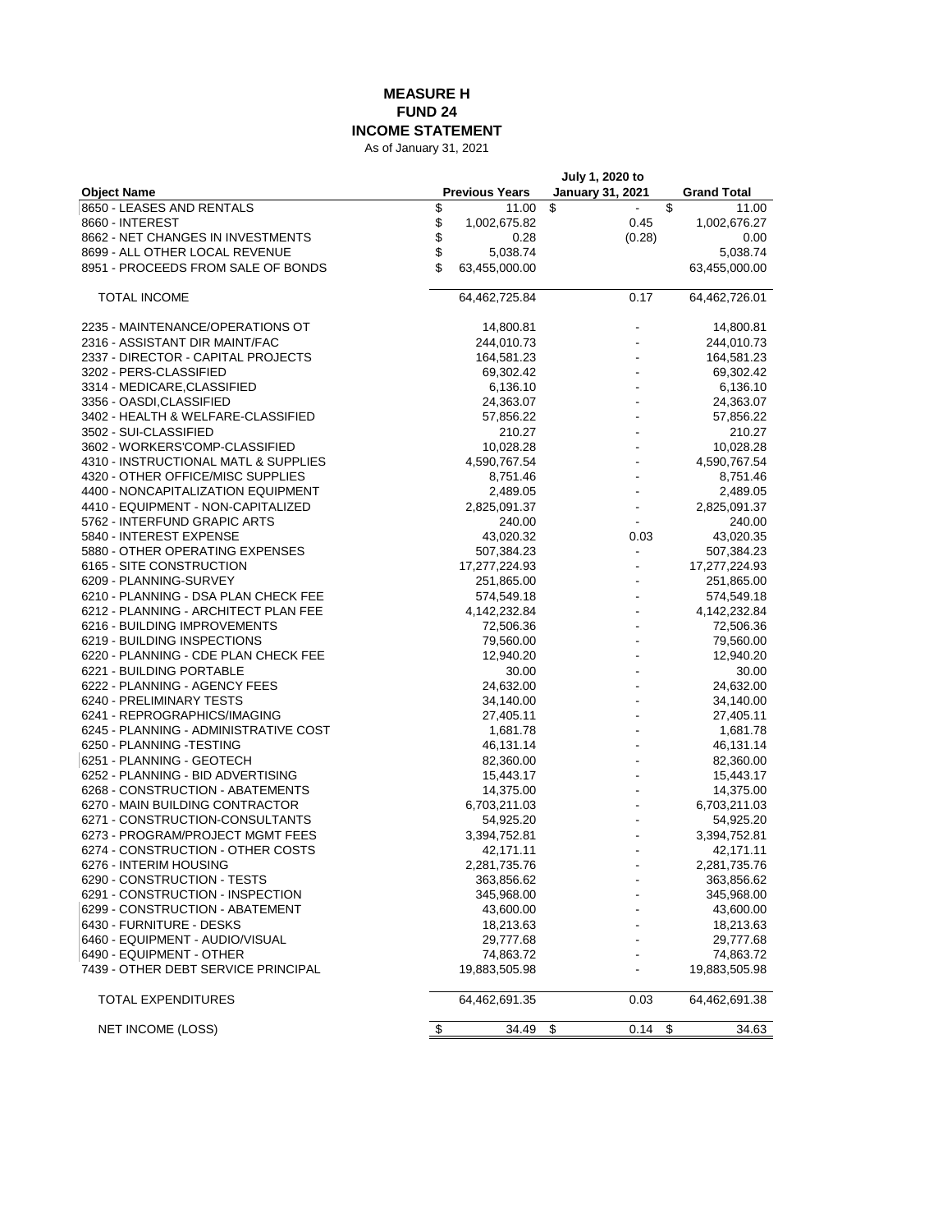**MEASURE H**
**FUND 24**
**INCOME STATEMENT**
As of January 31, 2021

| Object Name | Previous Years | July 1, 2020 to January 31, 2021 | Grand Total |
|---|---|---|---|
| 8650 - LEASES AND RENTALS | $ 11.00 | $ - | $ 11.00 |
| 8660 - INTEREST | $ 1,002,675.82 | 0.45 | 1,002,676.27 |
| 8662 - NET CHANGES IN INVESTMENTS | $ 0.28 | (0.28) | 0.00 |
| 8699 - ALL OTHER LOCAL REVENUE | $ 5,038.74 | | 5,038.74 |
| 8951 - PROCEEDS FROM SALE OF BONDS | $ 63,455,000.00 | | 63,455,000.00 |
| TOTAL INCOME | 64,462,725.84 | 0.17 | 64,462,726.01 |
| 2235 - MAINTENANCE/OPERATIONS OT | 14,800.81 | - | 14,800.81 |
| 2316 - ASSISTANT DIR MAINT/FAC | 244,010.73 | - | 244,010.73 |
| 2337 - DIRECTOR - CAPITAL PROJECTS | 164,581.23 | - | 164,581.23 |
| 3202 - PERS-CLASSIFIED | 69,302.42 | - | 69,302.42 |
| 3314 - MEDICARE,CLASSIFIED | 6,136.10 | - | 6,136.10 |
| 3356 - OASDI,CLASSIFIED | 24,363.07 | - | 24,363.07 |
| 3402 - HEALTH & WELFARE-CLASSIFIED | 57,856.22 | - | 57,856.22 |
| 3502 - SUI-CLASSIFIED | 210.27 | - | 210.27 |
| 3602 - WORKERS'COMP-CLASSIFIED | 10,028.28 | - | 10,028.28 |
| 4310 - INSTRUCTIONAL MATL & SUPPLIES | 4,590,767.54 | - | 4,590,767.54 |
| 4320 - OTHER OFFICE/MISC SUPPLIES | 8,751.46 | - | 8,751.46 |
| 4400 - NONCAPITALIZATION EQUIPMENT | 2,489.05 | - | 2,489.05 |
| 4410 - EQUIPMENT - NON-CAPITALIZED | 2,825,091.37 | - | 2,825,091.37 |
| 5762 - INTERFUND GRAPIC ARTS | 240.00 | - | 240.00 |
| 5840 - INTEREST EXPENSE | 43,020.32 | 0.03 | 43,020.35 |
| 5880 - OTHER OPERATING EXPENSES | 507,384.23 | - | 507,384.23 |
| 6165 - SITE CONSTRUCTION | 17,277,224.93 | - | 17,277,224.93 |
| 6209 - PLANNING-SURVEY | 251,865.00 | - | 251,865.00 |
| 6210 - PLANNING - DSA PLAN CHECK FEE | 574,549.18 | - | 574,549.18 |
| 6212 - PLANNING - ARCHITECT PLAN FEE | 4,142,232.84 | - | 4,142,232.84 |
| 6216 - BUILDING IMPROVEMENTS | 72,506.36 | - | 72,506.36 |
| 6219 - BUILDING INSPECTIONS | 79,560.00 | - | 79,560.00 |
| 6220 - PLANNING - CDE PLAN CHECK FEE | 12,940.20 | - | 12,940.20 |
| 6221 - BUILDING PORTABLE | 30.00 | - | 30.00 |
| 6222 - PLANNING - AGENCY FEES | 24,632.00 | - | 24,632.00 |
| 6240 - PRELIMINARY TESTS | 34,140.00 | - | 34,140.00 |
| 6241 - REPROGRAPHICS/IMAGING | 27,405.11 | - | 27,405.11 |
| 6245 - PLANNING - ADMINISTRATIVE COST | 1,681.78 | - | 1,681.78 |
| 6250 - PLANNING -TESTING | 46,131.14 | - | 46,131.14 |
| 6251 - PLANNING - GEOTECH | 82,360.00 | - | 82,360.00 |
| 6252 - PLANNING - BID ADVERTISING | 15,443.17 | - | 15,443.17 |
| 6268 - CONSTRUCTION - ABATEMENTS | 14,375.00 | - | 14,375.00 |
| 6270 - MAIN BUILDING CONTRACTOR | 6,703,211.03 | - | 6,703,211.03 |
| 6271 - CONSTRUCTION-CONSULTANTS | 54,925.20 | - | 54,925.20 |
| 6273 - PROGRAM/PROJECT MGMT FEES | 3,394,752.81 | - | 3,394,752.81 |
| 6274 - CONSTRUCTION - OTHER COSTS | 42,171.11 | - | 42,171.11 |
| 6276 - INTERIM HOUSING | 2,281,735.76 | - | 2,281,735.76 |
| 6290 - CONSTRUCTION - TESTS | 363,856.62 | - | 363,856.62 |
| 6291 - CONSTRUCTION - INSPECTION | 345,968.00 | - | 345,968.00 |
| 6299 - CONSTRUCTION - ABATEMENT | 43,600.00 | - | 43,600.00 |
| 6430 - FURNITURE - DESKS | 18,213.63 | - | 18,213.63 |
| 6460 - EQUIPMENT - AUDIO/VISUAL | 29,777.68 | - | 29,777.68 |
| 6490 - EQUIPMENT - OTHER | 74,863.72 | - | 74,863.72 |
| 7439 - OTHER DEBT SERVICE PRINCIPAL | 19,883,505.98 | - | 19,883,505.98 |
| TOTAL EXPENDITURES | 64,462,691.35 | 0.03 | 64,462,691.38 |
| NET INCOME (LOSS) | $ 34.49 | $ 0.14 | $ 34.63 |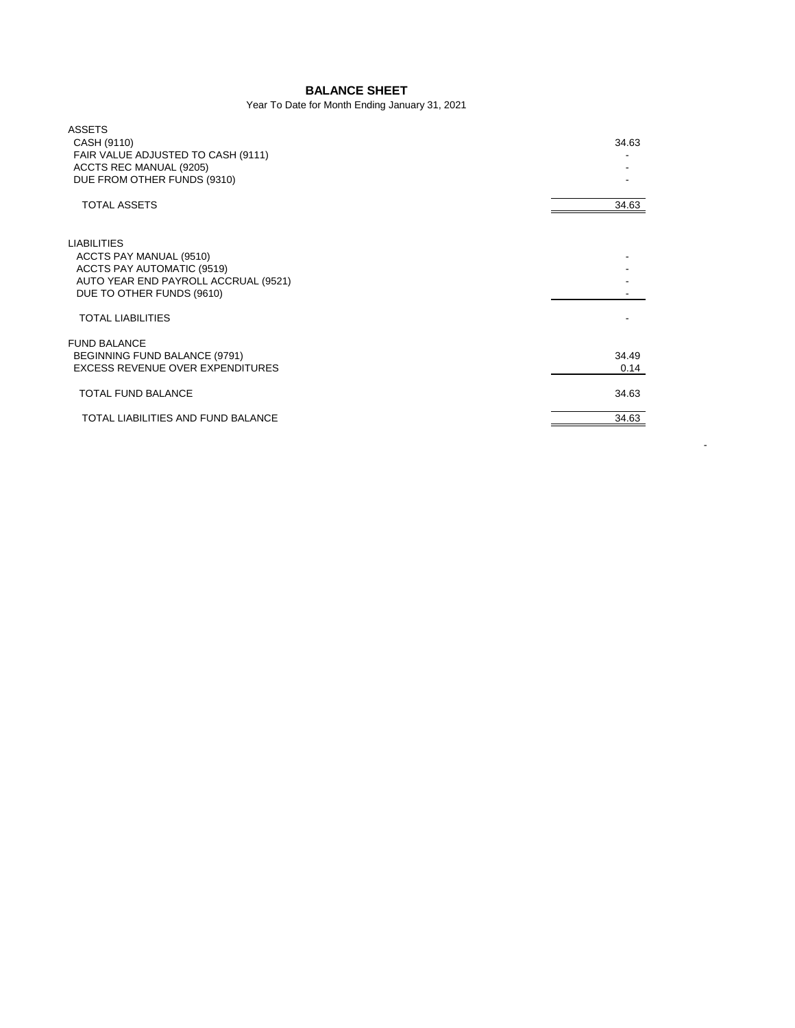# BALANCE SHEET

Year To Date for Month Ending January 31, 2021

| | |
|---|---|
| **ASSETS** | |
| CASH (9110) | 34.63 |
| FAIR VALUE ADJUSTED TO CASH (9111) | - |
| ACCTS REC MANUAL (9205) | - |
| DUE FROM OTHER FUNDS (9310) | - |
| TOTAL ASSETS | 34.63 |
| **LIABILITIES** | |
| ACCTS PAY MANUAL (9510) | - |
| ACCTS PAY AUTOMATIC (9519) | - |
| AUTO YEAR END PAYROLL ACCRUAL (9521) | - |
| DUE TO OTHER FUNDS (9610) | - |
| TOTAL LIABILITIES | - |
| **FUND BALANCE** | |
| BEGINNING FUND BALANCE (9791) | 34.49 |
| EXCESS REVENUE OVER EXPENDITURES | 0.14 |
| TOTAL FUND BALANCE | 34.63 |
| TOTAL LIABILITIES AND FUND BALANCE | 34.63 |

-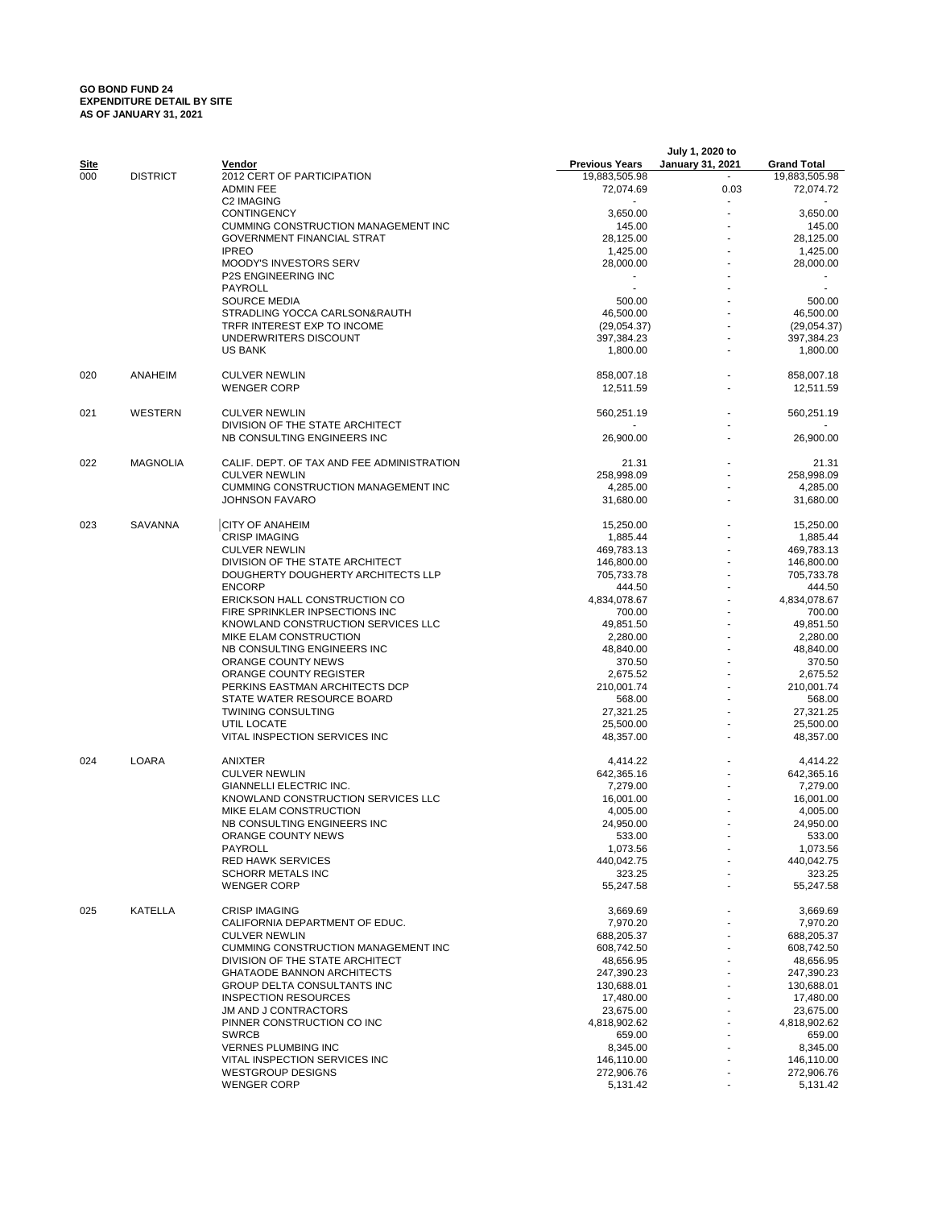**GO BOND FUND 24**
**EXPENDITURE DETAIL BY SITE**
**AS OF JANUARY 31, 2021**

| Site | | Vendor | Previous Years | July 1, 2020 to January 31, 2021 | Grand Total |
|---|---|---|---|---|---|
| 000 | DISTRICT | 2012 CERT OF PARTICIPATION | 19,883,505.98 | - | 19,883,505.98 |
| | | ADMIN FEE | 72,074.69 | 0.03 | 72,074.72 |
| | | C2 IMAGING | - | - | - |
| | | CONTINGENCY | 3,650.00 | - | 3,650.00 |
| | | CUMMING CONSTRUCTION MANAGEMENT INC | 145.00 | - | 145.00 |
| | | GOVERNMENT FINANCIAL STRAT | 28,125.00 | - | 28,125.00 |
| | | IPREO | 1,425.00 | - | 1,425.00 |
| | | MOODY'S INVESTORS SERV | 28,000.00 | - | 28,000.00 |
| | | P2S ENGINEERING INC | - | - | - |
| | | PAYROLL | - | - | - |
| | | SOURCE MEDIA | 500.00 | - | 500.00 |
| | | STRADLING YOCCA CARLSON&RAUTH | 46,500.00 | - | 46,500.00 |
| | | TRFR INTEREST EXP TO INCOME | (29,054.37) | - | (29,054.37) |
| | | UNDERWRITERS DISCOUNT | 397,384.23 | - | 397,384.23 |
| | | US BANK | 1,800.00 | - | 1,800.00 |
| 020 | ANAHEIM | CULVER NEWLIN | 858,007.18 | - | 858,007.18 |
| | | WENGER CORP | 12,511.59 | - | 12,511.59 |
| 021 | WESTERN | CULVER NEWLIN | 560,251.19 | - | 560,251.19 |
| | | DIVISION OF THE STATE ARCHITECT | - | - | - |
| | | NB CONSULTING ENGINEERS INC | 26,900.00 | - | 26,900.00 |
| 022 | MAGNOLIA | CALIF. DEPT. OF TAX AND FEE ADMINISTRATION | 21.31 | - | 21.31 |
| | | CULVER NEWLIN | 258,998.09 | - | 258,998.09 |
| | | CUMMING CONSTRUCTION MANAGEMENT INC | 4,285.00 | - | 4,285.00 |
| | | JOHNSON FAVARO | 31,680.00 | - | 31,680.00 |
| 023 | SAVANNA | CITY OF ANAHEIM | 15,250.00 | - | 15,250.00 |
| | | CRISP IMAGING | 1,885.44 | - | 1,885.44 |
| | | CULVER NEWLIN | 469,783.13 | - | 469,783.13 |
| | | DIVISION OF THE STATE ARCHITECT | 146,800.00 | - | 146,800.00 |
| | | DOUGHERTY DOUGHERTY ARCHITECTS LLP | 705,733.78 | - | 705,733.78 |
| | | ENCORP | 444.50 | - | 444.50 |
| | | ERICKSON HALL CONSTRUCTION CO | 4,834,078.67 | - | 4,834,078.67 |
| | | FIRE SPRINKLER INPSECTIONS INC | 700.00 | - | 700.00 |
| | | KNOWLAND CONSTRUCTION SERVICES LLC | 49,851.50 | - | 49,851.50 |
| | | MIKE ELAM CONSTRUCTION | 2,280.00 | - | 2,280.00 |
| | | NB CONSULTING ENGINEERS INC | 48,840.00 | - | 48,840.00 |
| | | ORANGE COUNTY NEWS | 370.50 | - | 370.50 |
| | | ORANGE COUNTY REGISTER | 2,675.52 | - | 2,675.52 |
| | | PERKINS EASTMAN ARCHITECTS DCP | 210,001.74 | - | 210,001.74 |
| | | STATE WATER RESOURCE BOARD | 568.00 | - | 568.00 |
| | | TWINING CONSULTING | 27,321.25 | - | 27,321.25 |
| | | UTIL LOCATE | 25,500.00 | - | 25,500.00 |
| | | VITAL INSPECTION SERVICES INC | 48,357.00 | - | 48,357.00 |
| 024 | LOARA | ANIXTER | 4,414.22 | - | 4,414.22 |
| | | CULVER NEWLIN | 642,365.16 | - | 642,365.16 |
| | | GIANNELLI ELECTRIC INC. | 7,279.00 | - | 7,279.00 |
| | | KNOWLAND CONSTRUCTION SERVICES LLC | 16,001.00 | - | 16,001.00 |
| | | MIKE ELAM CONSTRUCTION | 4,005.00 | - | 4,005.00 |
| | | NB CONSULTING ENGINEERS INC | 24,950.00 | - | 24,950.00 |
| | | ORANGE COUNTY NEWS | 533.00 | - | 533.00 |
| | | PAYROLL | 1,073.56 | - | 1,073.56 |
| | | RED HAWK SERVICES | 440,042.75 | - | 440,042.75 |
| | | SCHORR METALS INC | 323.25 | - | 323.25 |
| | | WENGER CORP | 55,247.58 | - | 55,247.58 |
| 025 | KATELLA | CRISP IMAGING | 3,669.69 | - | 3,669.69 |
| | | CALIFORNIA DEPARTMENT OF EDUC. | 7,970.20 | - | 7,970.20 |
| | | CULVER NEWLIN | 688,205.37 | - | 688,205.37 |
| | | CUMMING CONSTRUCTION MANAGEMENT INC | 608,742.50 | - | 608,742.50 |
| | | DIVISION OF THE STATE ARCHITECT | 48,656.95 | - | 48,656.95 |
| | | GHATAODE BANNON ARCHITECTS | 247,390.23 | - | 247,390.23 |
| | | GROUP DELTA CONSULTANTS INC | 130,688.01 | - | 130,688.01 |
| | | INSPECTION RESOURCES | 17,480.00 | - | 17,480.00 |
| | | JM AND J CONTRACTORS | 23,675.00 | - | 23,675.00 |
| | | PINNER CONSTRUCTION CO INC | 4,818,902.62 | - | 4,818,902.62 |
| | | SWRCB | 659.00 | - | 659.00 |
| | | VERNES PLUMBING INC | 8,345.00 | - | 8,345.00 |
| | | VITAL INSPECTION SERVICES INC | 146,110.00 | - | 146,110.00 |
| | | WESTGROUP DESIGNS | 272,906.76 | - | 272,906.76 |
| | | WENGER CORP | 5,131.42 | - | 5,131.42 |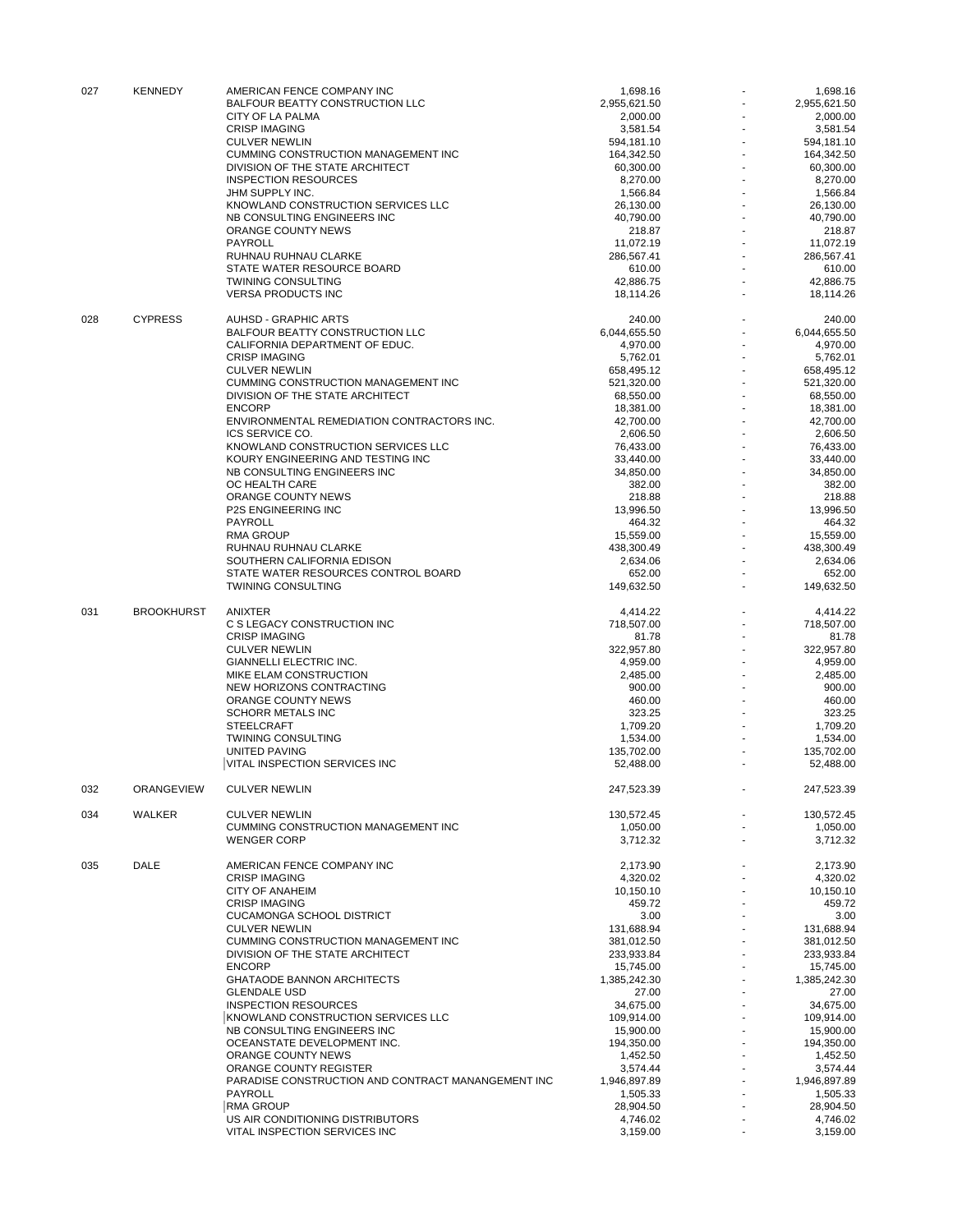| | | | | | |
|---|---|---|---|---|---|
| 027 | KENNEDY | AMERICAN FENCE COMPANY INC | 1,698.16 | - | 1,698.16 |
| | | BALFOUR BEATTY CONSTRUCTION LLC | 2,955,621.50 | - | 2,955,621.50 |
| | | CITY OF LA PALMA | 2,000.00 | - | 2,000.00 |
| | | CRISP IMAGING | 3,581.54 | - | 3,581.54 |
| | | CULVER NEWLIN | 594,181.10 | - | 594,181.10 |
| | | CUMMING CONSTRUCTION MANAGEMENT INC | 164,342.50 | - | 164,342.50 |
| | | DIVISION OF THE STATE ARCHITECT | 60,300.00 | - | 60,300.00 |
| | | INSPECTION RESOURCES | 8,270.00 | - | 8,270.00 |
| | | JHM SUPPLY INC. | 1,566.84 | - | 1,566.84 |
| | | KNOWLAND CONSTRUCTION SERVICES LLC | 26,130.00 | - | 26,130.00 |
| | | NB CONSULTING ENGINEERS INC | 40,790.00 | - | 40,790.00 |
| | | ORANGE COUNTY NEWS | 218.87 | - | 218.87 |
| | | PAYROLL | 11,072.19 | - | 11,072.19 |
| | | RUHNAU RUHNAU CLARKE | 286,567.41 | - | 286,567.41 |
| | | STATE WATER RESOURCE BOARD | 610.00 | - | 610.00 |
| | | TWINING CONSULTING | 42,886.75 | - | 42,886.75 |
| | | VERSA PRODUCTS INC | 18,114.26 | - | 18,114.26 |
| 028 | CYPRESS | AUHSD - GRAPHIC ARTS | 240.00 | - | 240.00 |
| | | BALFOUR BEATTY CONSTRUCTION LLC | 6,044,655.50 | - | 6,044,655.50 |
| | | CALIFORNIA DEPARTMENT OF EDUC. | 4,970.00 | - | 4,970.00 |
| | | CRISP IMAGING | 5,762.01 | - | 5,762.01 |
| | | CULVER NEWLIN | 658,495.12 | - | 658,495.12 |
| | | CUMMING CONSTRUCTION MANAGEMENT INC | 521,320.00 | - | 521,320.00 |
| | | DIVISION OF THE STATE ARCHITECT | 68,550.00 | - | 68,550.00 |
| | | ENCORP | 18,381.00 | - | 18,381.00 |
| | | ENVIRONMENTAL REMEDIATION CONTRACTORS INC. | 42,700.00 | - | 42,700.00 |
| | | ICS SERVICE CO. | 2,606.50 | - | 2,606.50 |
| | | KNOWLAND CONSTRUCTION SERVICES LLC | 76,433.00 | - | 76,433.00 |
| | | KOURY ENGINEERING AND TESTING INC | 33,440.00 | - | 33,440.00 |
| | | NB CONSULTING ENGINEERS INC | 34,850.00 | - | 34,850.00 |
| | | OC HEALTH CARE | 382.00 | - | 382.00 |
| | | ORANGE COUNTY NEWS | 218.88 | - | 218.88 |
| | | P2S ENGINEERING INC | 13,996.50 | - | 13,996.50 |
| | | PAYROLL | 464.32 | - | 464.32 |
| | | RMA GROUP | 15,559.00 | - | 15,559.00 |
| | | RUHNAU RUHNAU CLARKE | 438,300.49 | - | 438,300.49 |
| | | SOUTHERN CALIFORNIA EDISON | 2,634.06 | - | 2,634.06 |
| | | STATE WATER RESOURCES CONTROL BOARD | 652.00 | - | 652.00 |
| | | TWINING CONSULTING | 149,632.50 | - | 149,632.50 |
| 031 | BROOKHURST | ANIXTER | 4,414.22 | - | 4,414.22 |
| | | C S LEGACY CONSTRUCTION INC | 718,507.00 | - | 718,507.00 |
| | | CRISP IMAGING | 81.78 | - | 81.78 |
| | | CULVER NEWLIN | 322,957.80 | - | 322,957.80 |
| | | GIANNELLI ELECTRIC INC. | 4,959.00 | - | 4,959.00 |
| | | MIKE ELAM CONSTRUCTION | 2,485.00 | - | 2,485.00 |
| | | NEW HORIZONS CONTRACTING | 900.00 | - | 900.00 |
| | | ORANGE COUNTY NEWS | 460.00 | - | 460.00 |
| | | SCHORR METALS INC | 323.25 | - | 323.25 |
| | | STEELCRAFT | 1,709.20 | - | 1,709.20 |
| | | TWINING CONSULTING | 1,534.00 | - | 1,534.00 |
| | | UNITED PAVING | 135,702.00 | - | 135,702.00 |
| | | VITAL INSPECTION SERVICES INC | 52,488.00 | - | 52,488.00 |
| 032 | ORANGEVIEW | CULVER NEWLIN | 247,523.39 | - | 247,523.39 |
| 034 | WALKER | CULVER NEWLIN | 130,572.45 | - | 130,572.45 |
| | | CUMMING CONSTRUCTION MANAGEMENT INC | 1,050.00 | - | 1,050.00 |
| | | WENGER CORP | 3,712.32 | - | 3,712.32 |
| 035 | DALE | AMERICAN FENCE COMPANY INC | 2,173.90 | - | 2,173.90 |
| | | CRISP IMAGING | 4,320.02 | - | 4,320.02 |
| | | CITY OF ANAHEIM | 10,150.10 | - | 10,150.10 |
| | | CRISP IMAGING | 459.72 | - | 459.72 |
| | | CUCAMONGA SCHOOL DISTRICT | 3.00 | - | 3.00 |
| | | CULVER NEWLIN | 131,688.94 | - | 131,688.94 |
| | | CUMMING CONSTRUCTION MANAGEMENT INC | 381,012.50 | - | 381,012.50 |
| | | DIVISION OF THE STATE ARCHITECT | 233,933.84 | - | 233,933.84 |
| | | ENCORP | 15,745.00 | - | 15,745.00 |
| | | GHATAODE BANNON ARCHITECTS | 1,385,242.30 | - | 1,385,242.30 |
| | | GLENDALE USD | 27.00 | - | 27.00 |
| | | INSPECTION RESOURCES | 34,675.00 | - | 34,675.00 |
| | | KNOWLAND CONSTRUCTION SERVICES LLC | 109,914.00 | - | 109,914.00 |
| | | NB CONSULTING ENGINEERS INC | 15,900.00 | - | 15,900.00 |
| | | OCEANSTATE DEVELOPMENT INC. | 194,350.00 | - | 194,350.00 |
| | | ORANGE COUNTY NEWS | 1,452.50 | - | 1,452.50 |
| | | ORANGE COUNTY REGISTER | 3,574.44 | - | 3,574.44 |
| | | PARADISE CONSTRUCTION AND CONTRACT MANANGEMENT INC | 1,946,897.89 | - | 1,946,897.89 |
| | | PAYROLL | 1,505.33 | - | 1,505.33 |
| | | RMA GROUP | 28,904.50 | - | 28,904.50 |
| | | US AIR CONDITIONING DISTRIBUTORS | 4,746.02 | - | 4,746.02 |
| | | VITAL INSPECTION SERVICES INC | 3,159.00 | - | 3,159.00 |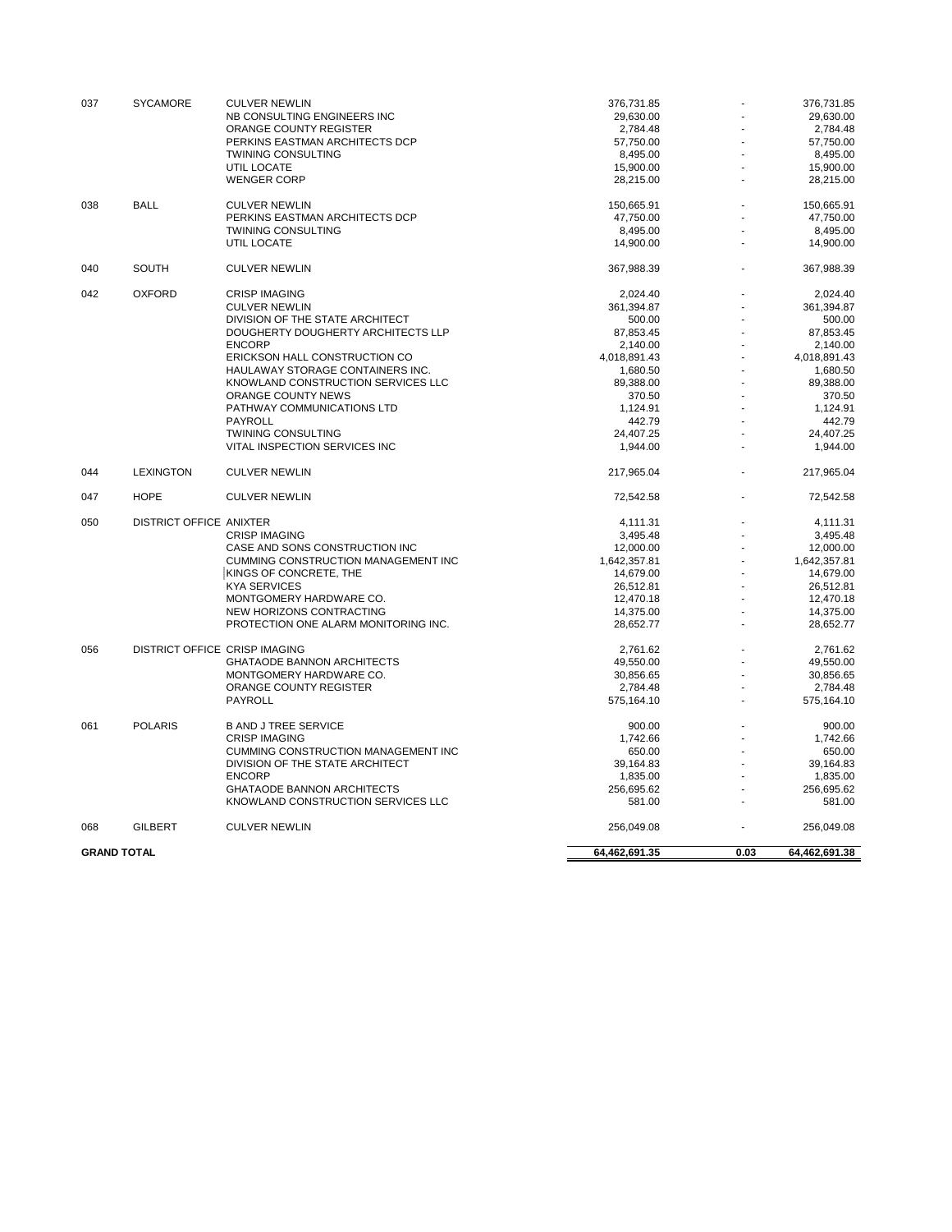| | | | | | |
|---|---|---|---|---|---|
| 037 | SYCAMORE | CULVER NEWLIN | 376,731.85 | - | 376,731.85 |
| | | NB CONSULTING ENGINEERS INC | 29,630.00 | - | 29,630.00 |
| | | ORANGE COUNTY REGISTER | 2,784.48 | - | 2,784.48 |
| | | PERKINS EASTMAN ARCHITECTS DCP | 57,750.00 | - | 57,750.00 |
| | | TWINING CONSULTING | 8,495.00 | - | 8,495.00 |
| | | UTIL LOCATE | 15,900.00 | - | 15,900.00 |
| | | WENGER CORP | 28,215.00 | - | 28,215.00 |
| 038 | BALL | CULVER NEWLIN | 150,665.91 | - | 150,665.91 |
| | | PERKINS EASTMAN ARCHITECTS DCP | 47,750.00 | - | 47,750.00 |
| | | TWINING CONSULTING | 8,495.00 | - | 8,495.00 |
| | | UTIL LOCATE | 14,900.00 | - | 14,900.00 |
| 040 | SOUTH | CULVER NEWLIN | 367,988.39 | - | 367,988.39 |
| 042 | OXFORD | CRISP IMAGING | 2,024.40 | - | 2,024.40 |
| | | CULVER NEWLIN | 361,394.87 | - | 361,394.87 |
| | | DIVISION OF THE STATE ARCHITECT | 500.00 | - | 500.00 |
| | | DOUGHERTY DOUGHERTY ARCHITECTS LLP | 87,853.45 | - | 87,853.45 |
| | | ENCORP | 2,140.00 | - | 2,140.00 |
| | | ERICKSON HALL CONSTRUCTION CO | 4,018,891.43 | - | 4,018,891.43 |
| | | HAULAWAY STORAGE CONTAINERS INC. | 1,680.50 | - | 1,680.50 |
| | | KNOWLAND CONSTRUCTION SERVICES LLC | 89,388.00 | - | 89,388.00 |
| | | ORANGE COUNTY NEWS | 370.50 | - | 370.50 |
| | | PATHWAY COMMUNICATIONS LTD | 1,124.91 | - | 1,124.91 |
| | | PAYROLL | 442.79 | - | 442.79 |
| | | TWINING CONSULTING | 24,407.25 | - | 24,407.25 |
| | | VITAL INSPECTION SERVICES INC | 1,944.00 | - | 1,944.00 |
| 044 | LEXINGTON | CULVER NEWLIN | 217,965.04 | - | 217,965.04 |
| 047 | HOPE | CULVER NEWLIN | 72,542.58 | - | 72,542.58 |
| 050 | DISTRICT OFFICE | ANIXTER | 4,111.31 | - | 4,111.31 |
| | | CRISP IMAGING | 3,495.48 | - | 3,495.48 |
| | | CASE AND SONS CONSTRUCTION INC | 12,000.00 | - | 12,000.00 |
| | | CUMMING CONSTRUCTION MANAGEMENT INC | 1,642,357.81 | - | 1,642,357.81 |
| | | KINGS OF CONCRETE, THE | 14,679.00 | - | 14,679.00 |
| | | KYA SERVICES | 26,512.81 | - | 26,512.81 |
| | | MONTGOMERY HARDWARE CO. | 12,470.18 | - | 12,470.18 |
| | | NEW HORIZONS CONTRACTING | 14,375.00 | - | 14,375.00 |
| | | PROTECTION ONE ALARM MONITORING INC. | 28,652.77 | - | 28,652.77 |
| 056 | DISTRICT OFFICE | CRISP IMAGING | 2,761.62 | - | 2,761.62 |
| | | GHATAODE BANNON ARCHITECTS | 49,550.00 | - | 49,550.00 |
| | | MONTGOMERY HARDWARE CO. | 30,856.65 | - | 30,856.65 |
| | | ORANGE COUNTY REGISTER | 2,784.48 | - | 2,784.48 |
| | | PAYROLL | 575,164.10 | - | 575,164.10 |
| 061 | POLARIS | B AND J TREE SERVICE | 900.00 | - | 900.00 |
| | | CRISP IMAGING | 1,742.66 | - | 1,742.66 |
| | | CUMMING CONSTRUCTION MANAGEMENT INC | 650.00 | - | 650.00 |
| | | DIVISION OF THE STATE ARCHITECT | 39,164.83 | - | 39,164.83 |
| | | ENCORP | 1,835.00 | - | 1,835.00 |
| | | GHATAODE BANNON ARCHITECTS | 256,695.62 | - | 256,695.62 |
| | | KNOWLAND CONSTRUCTION SERVICES LLC | 581.00 | - | 581.00 |
| 068 | GILBERT | CULVER NEWLIN | 256,049.08 | - | 256,049.08 |
| **GRAND TOTAL** | | | **64,462,691.35** | **0.03** | **64,462,691.38** |